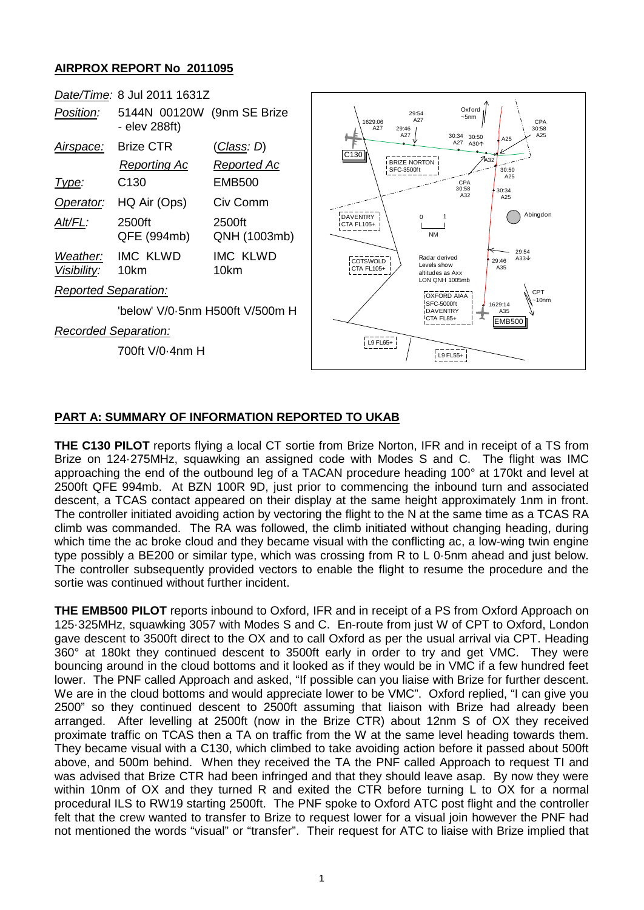## AIRPROX REPORT No 2011095

| | | |
|---|---|---|
| *Date/Time:* | 8 Jul 2011 1631Z | |
| *Position:* | 5144N 00120W (9nm SE Brize - elev 288ft) | |
| *Airspace:* | Brize CTR | (*Class: D*) |
| | *Reporting Ac* | *Reported Ac* |
| *Type:* | C130 | EMB500 |
| *Operator:* | HQ Air (Ops) | Civ Comm |
| *Alt/FL:* | 2500ft QFE (994mb) | 2500ft QNH (1003mb) |
| *Weather:* | IMC KLWD | IMC KLWD |
| *Visibility:* | 10km | 10km |
| *Reported Separation:* | | |
| | 'below' V/0·5nm | H500ft V/500m H |
| *Recorded Separation:* | | |
| | 700ft V/0·4nm H | |

### PART A: SUMMARY OF INFORMATION REPORTED TO UKAB

**THE C130 PILOT** reports flying a local CT sortie from Brize Norton, IFR and in receipt of a TS from Brize on 124·275MHz, squawking an assigned code with Modes S and C. The flight was IMC approaching the end of the outbound leg of a TACAN procedure heading 100° at 170kt and level at 2500ft QFE 994mb. At BZN 100R 9D, just prior to commencing the inbound turn and associated descent, a TCAS contact appeared on their display at the same height approximately 1nm in front. The controller initiated avoiding action by vectoring the flight to the N at the same time as a TCAS RA climb was commanded. The RA was followed, the climb initiated without changing heading, during which time the ac broke cloud and they became visual with the conflicting ac, a low-wing twin engine type possibly a BE200 or similar type, which was crossing from R to L 0·5nm ahead and just below. The controller subsequently provided vectors to enable the flight to resume the procedure and the sortie was continued without further incident.

**THE EMB500 PILOT** reports inbound to Oxford, IFR and in receipt of a PS from Oxford Approach on 125·325MHz, squawking 3057 with Modes S and C. En-route from just W of CPT to Oxford, London gave descent to 3500ft direct to the OX and to call Oxford as per the usual arrival via CPT. Heading 360° at 180kt they continued descent to 3500ft early in order to try and get VMC. They were bouncing around in the cloud bottoms and it looked as if they would be in VMC if a few hundred feet lower. The PNF called Approach and asked, "If possible can you liaise with Brize for further descent. We are in the cloud bottoms and would appreciate lower to be VMC". Oxford replied, "I can give you 2500" so they continued descent to 2500ft assuming that liaison with Brize had already been arranged. After levelling at 2500ft (now in the Brize CTR) about 12nm S of OX they received proximate traffic on TCAS then a TA on traffic from the W at the same level heading towards them. They became visual with a C130, which climbed to take avoiding action before it passed about 500ft above, and 500m behind. When they received the TA the PNF called Approach to request TI and was advised that Brize CTR had been infringed and that they should leave asap. By now they were within 10nm of OX and they turned R and exited the CTR before turning L to OX for a normal procedural ILS to RW19 starting 2500ft. The PNF spoke to Oxford ATC post flight and the controller felt that the crew wanted to transfer to Brize to request lower for a visual join however the PNF had not mentioned the words "visual" or "transfer". Their request for ATC to liaise with Brize implied that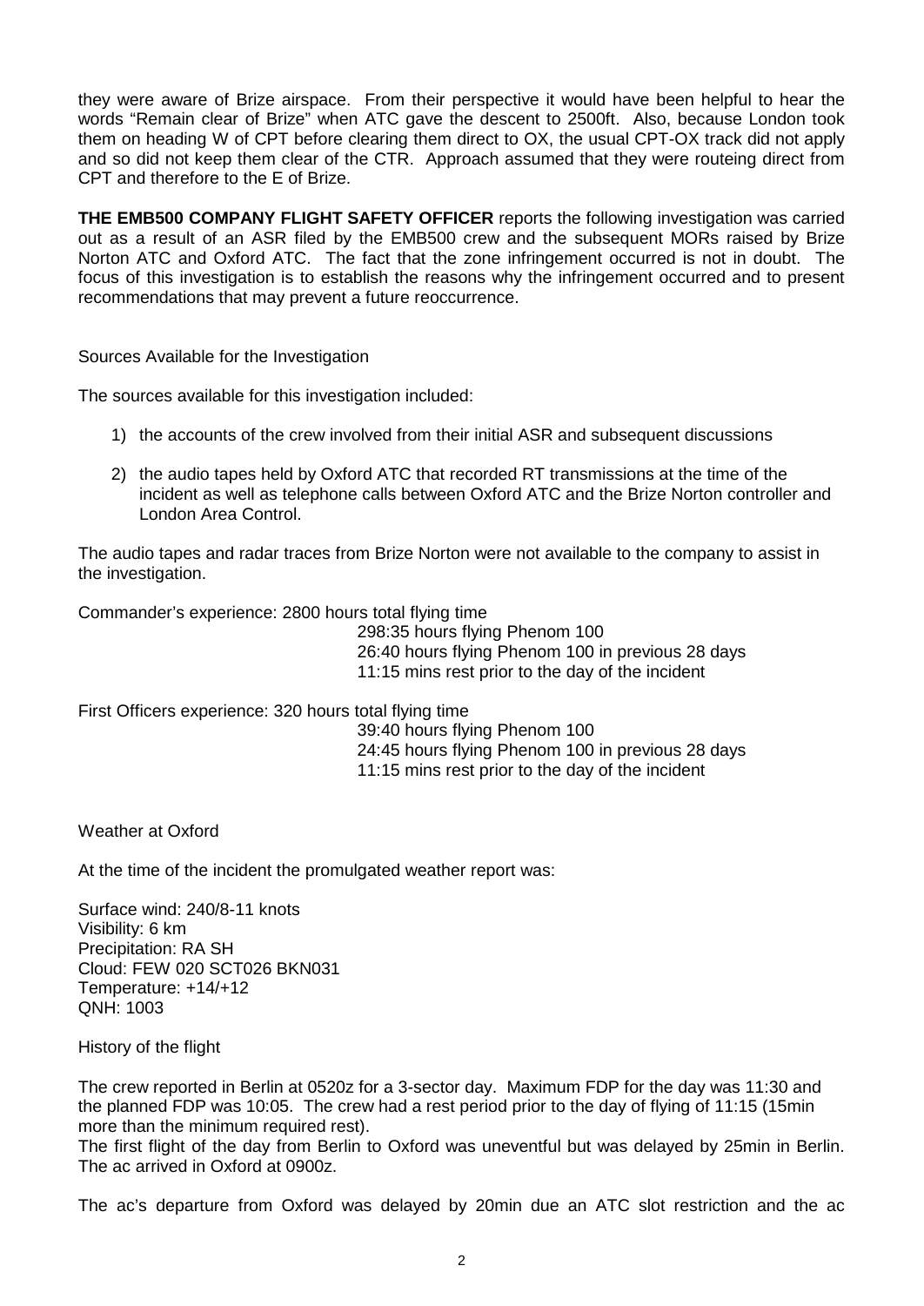they were aware of Brize airspace. From their perspective it would have been helpful to hear the words "Remain clear of Brize" when ATC gave the descent to 2500ft. Also, because London took them on heading W of CPT before clearing them direct to OX, the usual CPT-OX track did not apply and so did not keep them clear of the CTR. Approach assumed that they were routeing direct from CPT and therefore to the E of Brize.

**THE EMB500 COMPANY FLIGHT SAFETY OFFICER** reports the following investigation was carried out as a result of an ASR filed by the EMB500 crew and the subsequent MORs raised by Brize Norton ATC and Oxford ATC. The fact that the zone infringement occurred is not in doubt. The focus of this investigation is to establish the reasons why the infringement occurred and to present recommendations that may prevent a future reoccurrence.

Sources Available for the Investigation

The sources available for this investigation included:

1) the accounts of the crew involved from their initial ASR and subsequent discussions
2) the audio tapes held by Oxford ATC that recorded RT transmissions at the time of the incident as well as telephone calls between Oxford ATC and the Brize Norton controller and London Area Control.

The audio tapes and radar traces from Brize Norton were not available to the company to assist in the investigation.

Commander's experience: 2800 hours total flying time
298:35 hours flying Phenom 100
26:40 hours flying Phenom 100 in previous 28 days
11:15 mins rest prior to the day of the incident

First Officers experience: 320 hours total flying time
39:40 hours flying Phenom 100
24:45 hours flying Phenom 100 in previous 28 days
11:15 mins rest prior to the day of the incident

Weather at Oxford

At the time of the incident the promulgated weather report was:

Surface wind: 240/8-11 knots
Visibility: 6 km
Precipitation: RA SH
Cloud: FEW 020 SCT026 BKN031
Temperature: +14/+12
QNH: 1003

History of the flight

The crew reported in Berlin at 0520z for a 3-sector day. Maximum FDP for the day was 11:30 and the planned FDP was 10:05. The crew had a rest period prior to the day of flying of 11:15 (15min more than the minimum required rest).
The first flight of the day from Berlin to Oxford was uneventful but was delayed by 25min in Berlin. The ac arrived in Oxford at 0900z.

The ac's departure from Oxford was delayed by 20min due an ATC slot restriction and the ac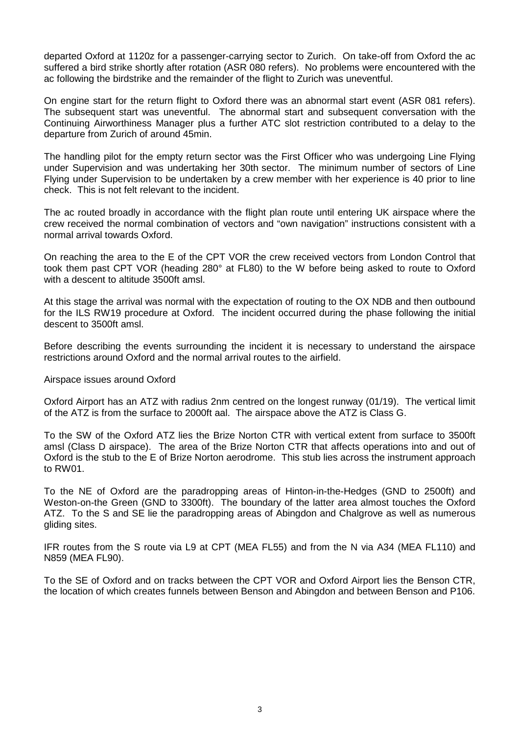departed Oxford at 1120z for a passenger-carrying sector to Zurich. On take-off from Oxford the ac suffered a bird strike shortly after rotation (ASR 080 refers). No problems were encountered with the ac following the birdstrike and the remainder of the flight to Zurich was uneventful.

On engine start for the return flight to Oxford there was an abnormal start event (ASR 081 refers). The subsequent start was uneventful. The abnormal start and subsequent conversation with the Continuing Airworthiness Manager plus a further ATC slot restriction contributed to a delay to the departure from Zurich of around 45min.

The handling pilot for the empty return sector was the First Officer who was undergoing Line Flying under Supervision and was undertaking her 30th sector. The minimum number of sectors of Line Flying under Supervision to be undertaken by a crew member with her experience is 40 prior to line check. This is not felt relevant to the incident.

The ac routed broadly in accordance with the flight plan route until entering UK airspace where the crew received the normal combination of vectors and "own navigation" instructions consistent with a normal arrival towards Oxford.

On reaching the area to the E of the CPT VOR the crew received vectors from London Control that took them past CPT VOR (heading 280° at FL80) to the W before being asked to route to Oxford with a descent to altitude 3500ft amsl.

At this stage the arrival was normal with the expectation of routing to the OX NDB and then outbound for the ILS RW19 procedure at Oxford. The incident occurred during the phase following the initial descent to 3500ft amsl.

Before describing the events surrounding the incident it is necessary to understand the airspace restrictions around Oxford and the normal arrival routes to the airfield.

Airspace issues around Oxford

Oxford Airport has an ATZ with radius 2nm centred on the longest runway (01/19). The vertical limit of the ATZ is from the surface to 2000ft aal. The airspace above the ATZ is Class G.

To the SW of the Oxford ATZ lies the Brize Norton CTR with vertical extent from surface to 3500ft amsl (Class D airspace). The area of the Brize Norton CTR that affects operations into and out of Oxford is the stub to the E of Brize Norton aerodrome. This stub lies across the instrument approach to RW01.

To the NE of Oxford are the paradropping areas of Hinton-in-the-Hedges (GND to 2500ft) and Weston-on-the Green (GND to 3300ft). The boundary of the latter area almost touches the Oxford ATZ. To the S and SE lie the paradropping areas of Abingdon and Chalgrove as well as numerous gliding sites.

IFR routes from the S route via L9 at CPT (MEA FL55) and from the N via A34 (MEA FL110) and N859 (MEA FL90).

To the SE of Oxford and on tracks between the CPT VOR and Oxford Airport lies the Benson CTR, the location of which creates funnels between Benson and Abingdon and between Benson and P106.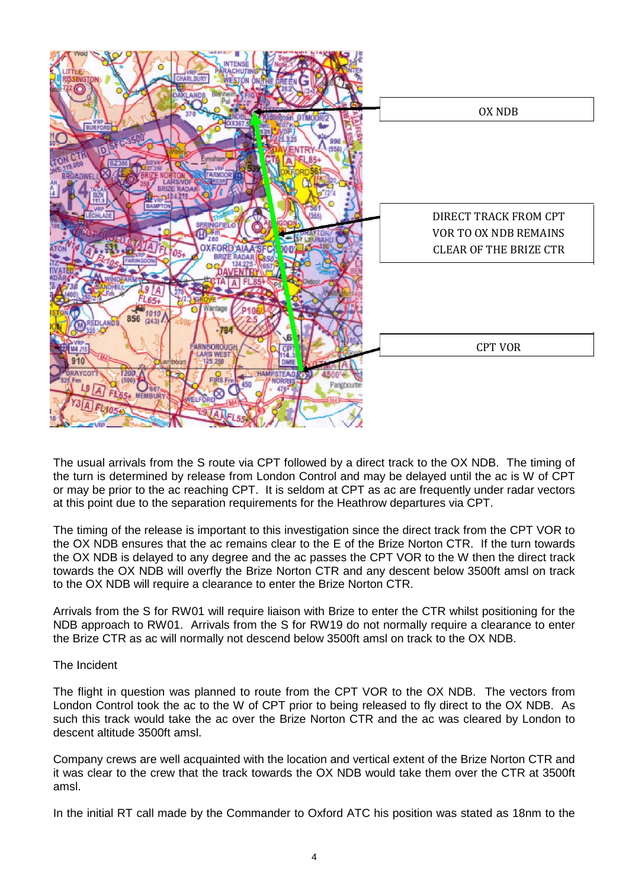OX NDB

DIRECT TRACK FROM CPT VOR TO OX NDB REMAINS CLEAR OF THE BRIZE CTR

CPT VOR

The usual arrivals from the S route via CPT followed by a direct track to the OX NDB. The timing of the turn is determined by release from London Control and may be delayed until the ac is W of CPT or may be prior to the ac reaching CPT. It is seldom at CPT as ac are frequently under radar vectors at this point due to the separation requirements for the Heathrow departures via CPT.

The timing of the release is important to this investigation since the direct track from the CPT VOR to the OX NDB ensures that the ac remains clear to the E of the Brize Norton CTR. If the turn towards the OX NDB is delayed to any degree and the ac passes the CPT VOR to the W then the direct track towards the OX NDB will overfly the Brize Norton CTR and any descent below 3500ft amsl on track to the OX NDB will require a clearance to enter the Brize Norton CTR.

Arrivals from the S for RW01 will require liaison with Brize to enter the CTR whilst positioning for the NDB approach to RW01. Arrivals from the S for RW19 do not normally require a clearance to enter the Brize CTR as ac will normally not descend below 3500ft amsl on track to the OX NDB.

The Incident

The flight in question was planned to route from the CPT VOR to the OX NDB. The vectors from London Control took the ac to the W of CPT prior to being released to fly direct to the OX NDB. As such this track would take the ac over the Brize Norton CTR and the ac was cleared by London to descent altitude 3500ft amsl.

Company crews are well acquainted with the location and vertical extent of the Brize Norton CTR and it was clear to the crew that the track towards the OX NDB would take them over the CTR at 3500ft amsl.

In the initial RT call made by the Commander to Oxford ATC his position was stated as 18nm to the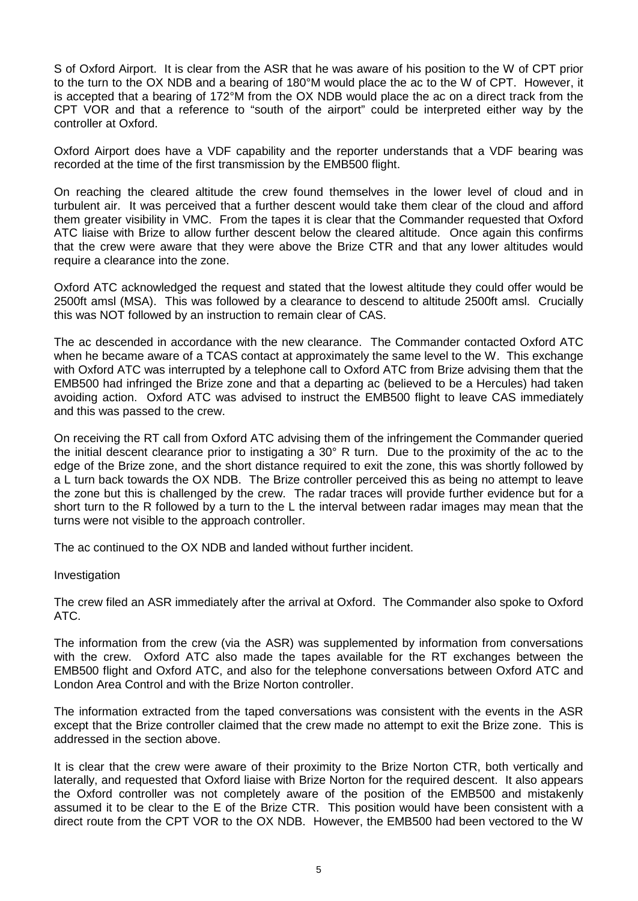S of Oxford Airport. It is clear from the ASR that he was aware of his position to the W of CPT prior to the turn to the OX NDB and a bearing of 180°M would place the ac to the W of CPT. However, it is accepted that a bearing of 172°M from the OX NDB would place the ac on a direct track from the CPT VOR and that a reference to "south of the airport" could be interpreted either way by the controller at Oxford.

Oxford Airport does have a VDF capability and the reporter understands that a VDF bearing was recorded at the time of the first transmission by the EMB500 flight.

On reaching the cleared altitude the crew found themselves in the lower level of cloud and in turbulent air. It was perceived that a further descent would take them clear of the cloud and afford them greater visibility in VMC. From the tapes it is clear that the Commander requested that Oxford ATC liaise with Brize to allow further descent below the cleared altitude. Once again this confirms that the crew were aware that they were above the Brize CTR and that any lower altitudes would require a clearance into the zone.

Oxford ATC acknowledged the request and stated that the lowest altitude they could offer would be 2500ft amsl (MSA). This was followed by a clearance to descend to altitude 2500ft amsl. Crucially this was NOT followed by an instruction to remain clear of CAS.

The ac descended in accordance with the new clearance. The Commander contacted Oxford ATC when he became aware of a TCAS contact at approximately the same level to the W. This exchange with Oxford ATC was interrupted by a telephone call to Oxford ATC from Brize advising them that the EMB500 had infringed the Brize zone and that a departing ac (believed to be a Hercules) had taken avoiding action. Oxford ATC was advised to instruct the EMB500 flight to leave CAS immediately and this was passed to the crew.

On receiving the RT call from Oxford ATC advising them of the infringement the Commander queried the initial descent clearance prior to instigating a 30° R turn. Due to the proximity of the ac to the edge of the Brize zone, and the short distance required to exit the zone, this was shortly followed by a L turn back towards the OX NDB. The Brize controller perceived this as being no attempt to leave the zone but this is challenged by the crew. The radar traces will provide further evidence but for a short turn to the R followed by a turn to the L the interval between radar images may mean that the turns were not visible to the approach controller.

The ac continued to the OX NDB and landed without further incident.

Investigation

The crew filed an ASR immediately after the arrival at Oxford. The Commander also spoke to Oxford ATC.

The information from the crew (via the ASR) was supplemented by information from conversations with the crew. Oxford ATC also made the tapes available for the RT exchanges between the EMB500 flight and Oxford ATC, and also for the telephone conversations between Oxford ATC and London Area Control and with the Brize Norton controller.

The information extracted from the taped conversations was consistent with the events in the ASR except that the Brize controller claimed that the crew made no attempt to exit the Brize zone. This is addressed in the section above.

It is clear that the crew were aware of their proximity to the Brize Norton CTR, both vertically and laterally, and requested that Oxford liaise with Brize Norton for the required descent. It also appears the Oxford controller was not completely aware of the position of the EMB500 and mistakenly assumed it to be clear to the E of the Brize CTR. This position would have been consistent with a direct route from the CPT VOR to the OX NDB. However, the EMB500 had been vectored to the W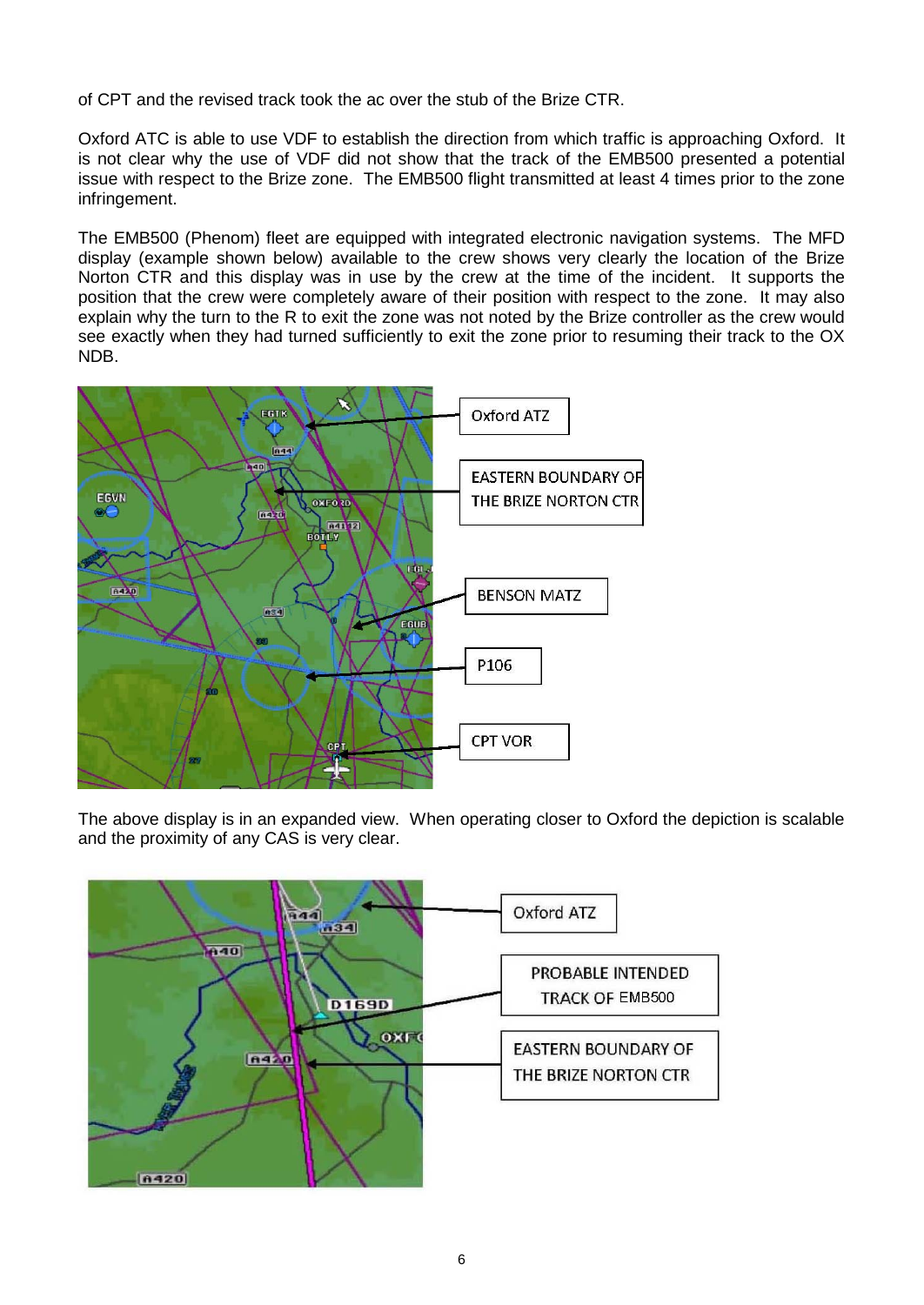of CPT and the revised track took the ac over the stub of the Brize CTR.

Oxford ATC is able to use VDF to establish the direction from which traffic is approaching Oxford. It is not clear why the use of VDF did not show that the track of the EMB500 presented a potential issue with respect to the Brize zone. The EMB500 flight transmitted at least 4 times prior to the zone infringement.

The EMB500 (Phenom) fleet are equipped with integrated electronic navigation systems. The MFD display (example shown below) available to the crew shows very clearly the location of the Brize Norton CTR and this display was in use by the crew at the time of the incident. It supports the position that the crew were completely aware of their position with respect to the zone. It may also explain why the turn to the R to exit the zone was not noted by the Brize controller as the crew would see exactly when they had turned sufficiently to exit the zone prior to resuming their track to the OX NDB.

The above display is in an expanded view. When operating closer to Oxford the depiction is scalable and the proximity of any CAS is very clear.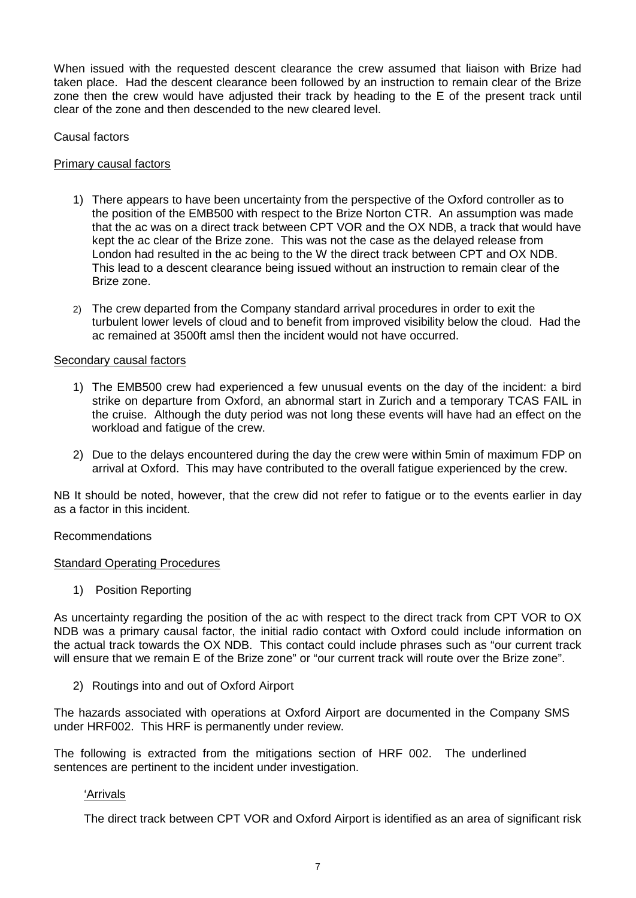When issued with the requested descent clearance the crew assumed that liaison with Brize had taken place. Had the descent clearance been followed by an instruction to remain clear of the Brize zone then the crew would have adjusted their track by heading to the E of the present track until clear of the zone and then descended to the new cleared level.

Causal factors

Primary causal factors

1) There appears to have been uncertainty from the perspective of the Oxford controller as to the position of the EMB500 with respect to the Brize Norton CTR. An assumption was made that the ac was on a direct track between CPT VOR and the OX NDB, a track that would have kept the ac clear of the Brize zone. This was not the case as the delayed release from London had resulted in the ac being to the W the direct track between CPT and OX NDB. This lead to a descent clearance being issued without an instruction to remain clear of the Brize zone.

2) The crew departed from the Company standard arrival procedures in order to exit the turbulent lower levels of cloud and to benefit from improved visibility below the cloud. Had the ac remained at 3500ft amsl then the incident would not have occurred.

Secondary causal factors

1) The EMB500 crew had experienced a few unusual events on the day of the incident: a bird strike on departure from Oxford, an abnormal start in Zurich and a temporary TCAS FAIL in the cruise. Although the duty period was not long these events will have had an effect on the workload and fatigue of the crew.

2) Due to the delays encountered during the day the crew were within 5min of maximum FDP on arrival at Oxford. This may have contributed to the overall fatigue experienced by the crew.

NB It should be noted, however, that the crew did not refer to fatigue or to the events earlier in day as a factor in this incident.

Recommendations

Standard Operating Procedures

1) Position Reporting

As uncertainty regarding the position of the ac with respect to the direct track from CPT VOR to OX NDB was a primary causal factor, the initial radio contact with Oxford could include information on the actual track towards the OX NDB. This contact could include phrases such as "our current track will ensure that we remain E of the Brize zone" or "our current track will route over the Brize zone".

2) Routings into and out of Oxford Airport

The hazards associated with operations at Oxford Airport are documented in the Company SMS under HRF002. This HRF is permanently under review.

The following is extracted from the mitigations section of HRF 002. The underlined sentences are pertinent to the incident under investigation.

'Arrivals

The direct track between CPT VOR and Oxford Airport is identified as an area of significant risk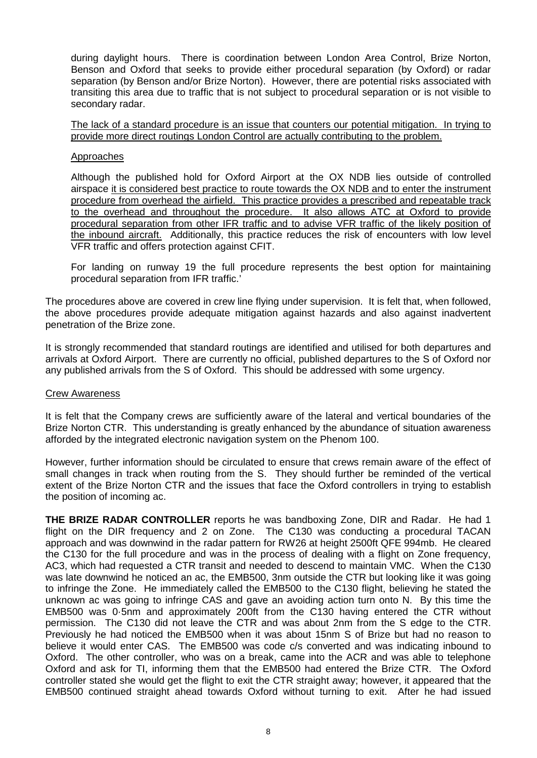during daylight hours. There is coordination between London Area Control, Brize Norton, Benson and Oxford that seeks to provide either procedural separation (by Oxford) or radar separation (by Benson and/or Brize Norton). However, there are potential risks associated with transiting this area due to traffic that is not subject to procedural separation or is not visible to secondary radar.

<u>The lack of a standard procedure is an issue that counters our potential mitigation. In trying to provide more direct routings London Control are actually contributing to the problem.</u>

<u>Approaches</u>

Although the published hold for Oxford Airport at the OX NDB lies outside of controlled airspace <u>it is considered best practice to route towards the OX NDB and to enter the instrument procedure from overhead the airfield. This practice provides a prescribed and repeatable track to the overhead and throughout the procedure. It also allows ATC at Oxford to provide procedural separation from other IFR traffic and to advise VFR traffic of the likely position of the inbound aircraft.</u> Additionally, this practice reduces the risk of encounters with low level VFR traffic and offers protection against CFIT.

For landing on runway 19 the full procedure represents the best option for maintaining procedural separation from IFR traffic.'

The procedures above are covered in crew line flying under supervision. It is felt that, when followed, the above procedures provide adequate mitigation against hazards and also against inadvertent penetration of the Brize zone.

It is strongly recommended that standard routings are identified and utilised for both departures and arrivals at Oxford Airport. There are currently no official, published departures to the S of Oxford nor any published arrivals from the S of Oxford. This should be addressed with some urgency.

<u>Crew Awareness</u>

It is felt that the Company crews are sufficiently aware of the lateral and vertical boundaries of the Brize Norton CTR. This understanding is greatly enhanced by the abundance of situation awareness afforded by the integrated electronic navigation system on the Phenom 100.

However, further information should be circulated to ensure that crews remain aware of the effect of small changes in track when routing from the S. They should further be reminded of the vertical extent of the Brize Norton CTR and the issues that face the Oxford controllers in trying to establish the position of incoming ac.

**THE BRIZE RADAR CONTROLLER** reports he was bandboxing Zone, DIR and Radar. He had 1 flight on the DIR frequency and 2 on Zone. The C130 was conducting a procedural TACAN approach and was downwind in the radar pattern for RW26 at height 2500ft QFE 994mb. He cleared the C130 for the full procedure and was in the process of dealing with a flight on Zone frequency, AC3, which had requested a CTR transit and needed to descend to maintain VMC. When the C130 was late downwind he noticed an ac, the EMB500, 3nm outside the CTR but looking like it was going to infringe the Zone. He immediately called the EMB500 to the C130 flight, believing he stated the unknown ac was going to infringe CAS and gave an avoiding action turn onto N. By this time the EMB500 was 0·5nm and approximately 200ft from the C130 having entered the CTR without permission. The C130 did not leave the CTR and was about 2nm from the S edge to the CTR. Previously he had noticed the EMB500 when it was about 15nm S of Brize but had no reason to believe it would enter CAS. The EMB500 was code c/s converted and was indicating inbound to Oxford. The other controller, who was on a break, came into the ACR and was able to telephone Oxford and ask for TI, informing them that the EMB500 had entered the Brize CTR. The Oxford controller stated she would get the flight to exit the CTR straight away; however, it appeared that the EMB500 continued straight ahead towards Oxford without turning to exit. After he had issued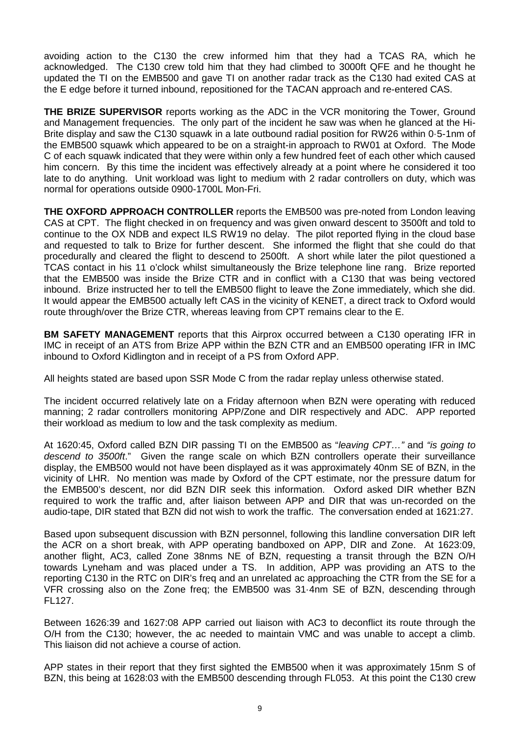avoiding action to the C130 the crew informed him that they had a TCAS RA, which he acknowledged. The C130 crew told him that they had climbed to 3000ft QFE and he thought he updated the TI on the EMB500 and gave TI on another radar track as the C130 had exited CAS at the E edge before it turned inbound, repositioned for the TACAN approach and re-entered CAS.

**THE BRIZE SUPERVISOR** reports working as the ADC in the VCR monitoring the Tower, Ground and Management frequencies. The only part of the incident he saw was when he glanced at the Hi-Brite display and saw the C130 squawk in a late outbound radial position for RW26 within 0·5-1nm of the EMB500 squawk which appeared to be on a straight-in approach to RW01 at Oxford. The Mode C of each squawk indicated that they were within only a few hundred feet of each other which caused him concern. By this time the incident was effectively already at a point where he considered it too late to do anything. Unit workload was light to medium with 2 radar controllers on duty, which was normal for operations outside 0900-1700L Mon-Fri.

**THE OXFORD APPROACH CONTROLLER** reports the EMB500 was pre-noted from London leaving CAS at CPT. The flight checked in on frequency and was given onward descent to 3500ft and told to continue to the OX NDB and expect ILS RW19 no delay. The pilot reported flying in the cloud base and requested to talk to Brize for further descent. She informed the flight that she could do that procedurally and cleared the flight to descend to 2500ft. A short while later the pilot questioned a TCAS contact in his 11 o'clock whilst simultaneously the Brize telephone line rang. Brize reported that the EMB500 was inside the Brize CTR and in conflict with a C130 that was being vectored inbound. Brize instructed her to tell the EMB500 flight to leave the Zone immediately, which she did. It would appear the EMB500 actually left CAS in the vicinity of KENET, a direct track to Oxford would route through/over the Brize CTR, whereas leaving from CPT remains clear to the E.

**BM SAFETY MANAGEMENT** reports that this Airprox occurred between a C130 operating IFR in IMC in receipt of an ATS from Brize APP within the BZN CTR and an EMB500 operating IFR in IMC inbound to Oxford Kidlington and in receipt of a PS from Oxford APP.

All heights stated are based upon SSR Mode C from the radar replay unless otherwise stated.

The incident occurred relatively late on a Friday afternoon when BZN were operating with reduced manning; 2 radar controllers monitoring APP/Zone and DIR respectively and ADC. APP reported their workload as medium to low and the task complexity as medium.

At 1620:45, Oxford called BZN DIR passing TI on the EMB500 as "*leaving CPT…"* and *"is going to descend to 3500ft*." Given the range scale on which BZN controllers operate their surveillance display, the EMB500 would not have been displayed as it was approximately 40nm SE of BZN, in the vicinity of LHR. No mention was made by Oxford of the CPT estimate, nor the pressure datum for the EMB500's descent, nor did BZN DIR seek this information. Oxford asked DIR whether BZN required to work the traffic and, after liaison between APP and DIR that was un-recorded on the audio-tape, DIR stated that BZN did not wish to work the traffic. The conversation ended at 1621:27.

Based upon subsequent discussion with BZN personnel, following this landline conversation DIR left the ACR on a short break, with APP operating bandboxed on APP, DIR and Zone. At 1623:09, another flight, AC3, called Zone 38nms NE of BZN, requesting a transit through the BZN O/H towards Lyneham and was placed under a TS. In addition, APP was providing an ATS to the reporting C130 in the RTC on DIR's freq and an unrelated ac approaching the CTR from the SE for a VFR crossing also on the Zone freq; the EMB500 was 31·4nm SE of BZN, descending through FL127.

Between 1626:39 and 1627:08 APP carried out liaison with AC3 to deconflict its route through the O/H from the C130; however, the ac needed to maintain VMC and was unable to accept a climb. This liaison did not achieve a course of action.

APP states in their report that they first sighted the EMB500 when it was approximately 15nm S of BZN, this being at 1628:03 with the EMB500 descending through FL053. At this point the C130 crew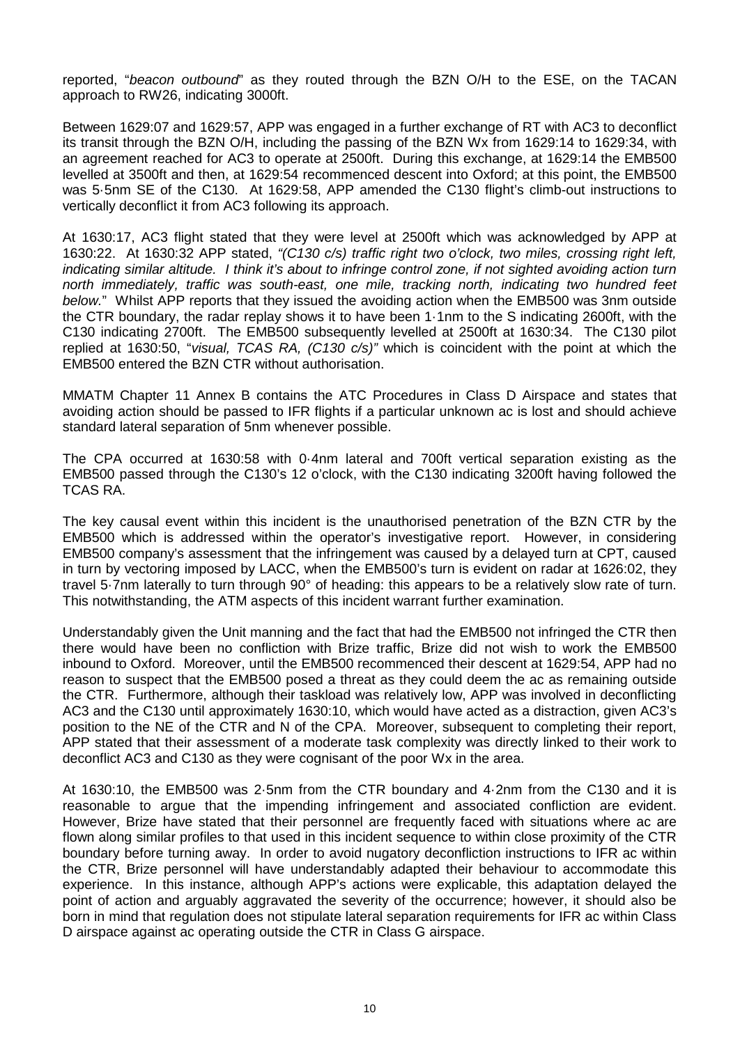reported, "*beacon outbound*" as they routed through the BZN O/H to the ESE, on the TACAN approach to RW26, indicating 3000ft.

Between 1629:07 and 1629:57, APP was engaged in a further exchange of RT with AC3 to deconflict its transit through the BZN O/H, including the passing of the BZN Wx from 1629:14 to 1629:34, with an agreement reached for AC3 to operate at 2500ft. During this exchange, at 1629:14 the EMB500 levelled at 3500ft and then, at 1629:54 recommenced descent into Oxford; at this point, the EMB500 was 5·5nm SE of the C130. At 1629:58, APP amended the C130 flight's climb-out instructions to vertically deconflict it from AC3 following its approach.

At 1630:17, AC3 flight stated that they were level at 2500ft which was acknowledged by APP at 1630:22. At 1630:32 APP stated, *"(C130 c/s) traffic right two o'clock, two miles, crossing right left, indicating similar altitude. I think it's about to infringe control zone, if not sighted avoiding action turn north immediately, traffic was south-east, one mile, tracking north, indicating two hundred feet below.*" Whilst APP reports that they issued the avoiding action when the EMB500 was 3nm outside the CTR boundary, the radar replay shows it to have been 1·1nm to the S indicating 2600ft, with the C130 indicating 2700ft. The EMB500 subsequently levelled at 2500ft at 1630:34. The C130 pilot replied at 1630:50, "*visual, TCAS RA, (C130 c/s)"* which is coincident with the point at which the EMB500 entered the BZN CTR without authorisation.

MMATM Chapter 11 Annex B contains the ATC Procedures in Class D Airspace and states that avoiding action should be passed to IFR flights if a particular unknown ac is lost and should achieve standard lateral separation of 5nm whenever possible.

The CPA occurred at 1630:58 with 0·4nm lateral and 700ft vertical separation existing as the EMB500 passed through the C130's 12 o'clock, with the C130 indicating 3200ft having followed the TCAS RA.

The key causal event within this incident is the unauthorised penetration of the BZN CTR by the EMB500 which is addressed within the operator's investigative report. However, in considering EMB500 company's assessment that the infringement was caused by a delayed turn at CPT, caused in turn by vectoring imposed by LACC, when the EMB500's turn is evident on radar at 1626:02, they travel 5·7nm laterally to turn through 90° of heading: this appears to be a relatively slow rate of turn. This notwithstanding, the ATM aspects of this incident warrant further examination.

Understandably given the Unit manning and the fact that had the EMB500 not infringed the CTR then there would have been no confliction with Brize traffic, Brize did not wish to work the EMB500 inbound to Oxford. Moreover, until the EMB500 recommenced their descent at 1629:54, APP had no reason to suspect that the EMB500 posed a threat as they could deem the ac as remaining outside the CTR. Furthermore, although their taskload was relatively low, APP was involved in deconflicting AC3 and the C130 until approximately 1630:10, which would have acted as a distraction, given AC3's position to the NE of the CTR and N of the CPA. Moreover, subsequent to completing their report, APP stated that their assessment of a moderate task complexity was directly linked to their work to deconflict AC3 and C130 as they were cognisant of the poor Wx in the area.

At 1630:10, the EMB500 was 2·5nm from the CTR boundary and 4·2nm from the C130 and it is reasonable to argue that the impending infringement and associated confliction are evident. However, Brize have stated that their personnel are frequently faced with situations where ac are flown along similar profiles to that used in this incident sequence to within close proximity of the CTR boundary before turning away. In order to avoid nugatory deconfliction instructions to IFR ac within the CTR, Brize personnel will have understandably adapted their behaviour to accommodate this experience. In this instance, although APP's actions were explicable, this adaptation delayed the point of action and arguably aggravated the severity of the occurrence; however, it should also be born in mind that regulation does not stipulate lateral separation requirements for IFR ac within Class D airspace against ac operating outside the CTR in Class G airspace.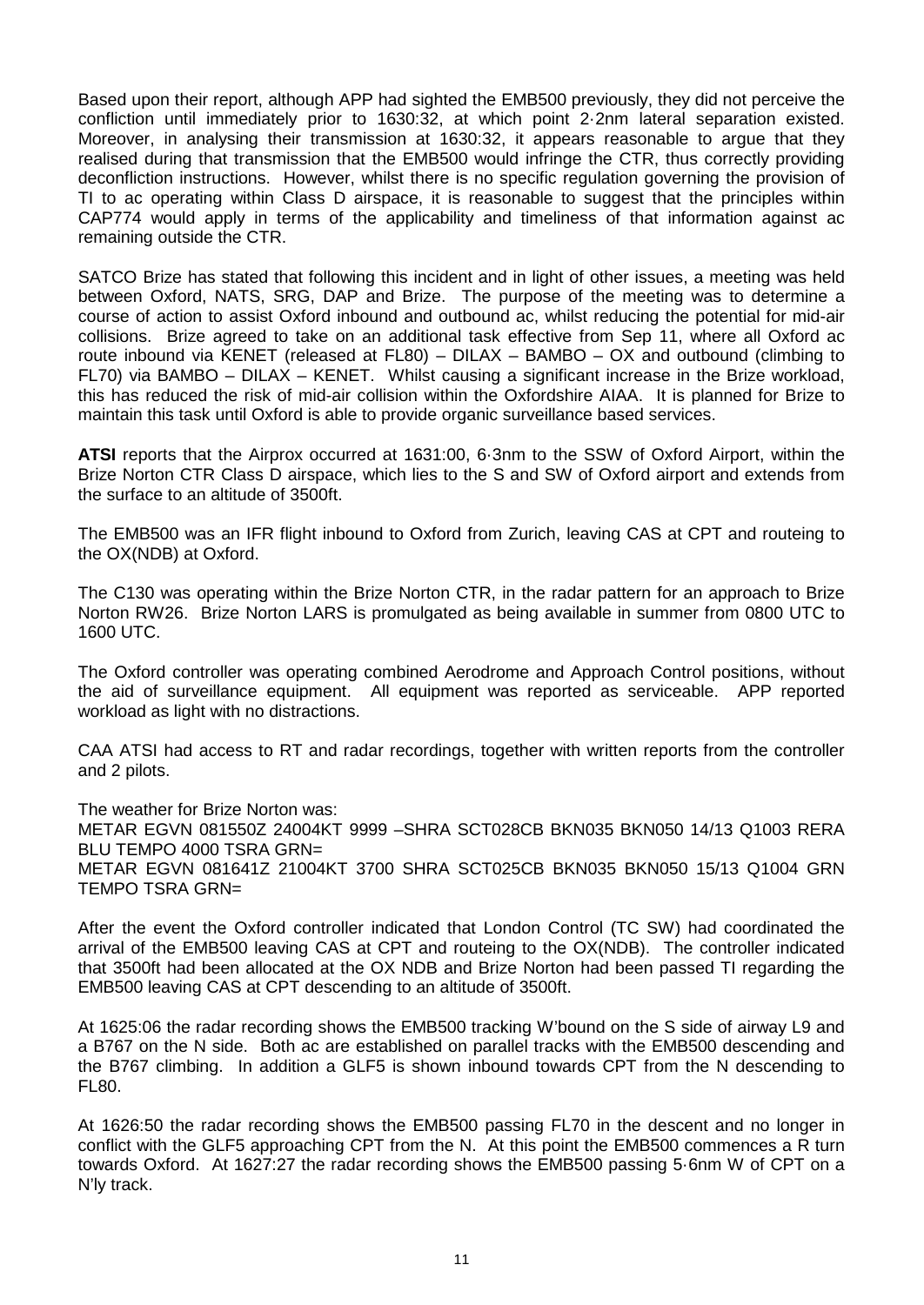Based upon their report, although APP had sighted the EMB500 previously, they did not perceive the confliction until immediately prior to 1630:32, at which point 2·2nm lateral separation existed. Moreover, in analysing their transmission at 1630:32, it appears reasonable to argue that they realised during that transmission that the EMB500 would infringe the CTR, thus correctly providing deconfliction instructions. However, whilst there is no specific regulation governing the provision of TI to ac operating within Class D airspace, it is reasonable to suggest that the principles within CAP774 would apply in terms of the applicability and timeliness of that information against ac remaining outside the CTR.

SATCO Brize has stated that following this incident and in light of other issues, a meeting was held between Oxford, NATS, SRG, DAP and Brize. The purpose of the meeting was to determine a course of action to assist Oxford inbound and outbound ac, whilst reducing the potential for mid-air collisions. Brize agreed to take on an additional task effective from Sep 11, where all Oxford ac route inbound via KENET (released at FL80) – DILAX – BAMBO – OX and outbound (climbing to FL70) via BAMBO – DILAX – KENET. Whilst causing a significant increase in the Brize workload, this has reduced the risk of mid-air collision within the Oxfordshire AIAA. It is planned for Brize to maintain this task until Oxford is able to provide organic surveillance based services.

**ATSI** reports that the Airprox occurred at 1631:00, 6·3nm to the SSW of Oxford Airport, within the Brize Norton CTR Class D airspace, which lies to the S and SW of Oxford airport and extends from the surface to an altitude of 3500ft.

The EMB500 was an IFR flight inbound to Oxford from Zurich, leaving CAS at CPT and routeing to the OX(NDB) at Oxford.

The C130 was operating within the Brize Norton CTR, in the radar pattern for an approach to Brize Norton RW26. Brize Norton LARS is promulgated as being available in summer from 0800 UTC to 1600 UTC.

The Oxford controller was operating combined Aerodrome and Approach Control positions, without the aid of surveillance equipment. All equipment was reported as serviceable. APP reported workload as light with no distractions.

CAA ATSI had access to RT and radar recordings, together with written reports from the controller and 2 pilots.

The weather for Brize Norton was:
METAR EGVN 081550Z 24004KT 9999 –SHRA SCT028CB BKN035 BKN050 14/13 Q1003 RERA BLU TEMPO 4000 TSRA GRN=
METAR EGVN 081641Z 21004KT 3700 SHRA SCT025CB BKN035 BKN050 15/13 Q1004 GRN TEMPO TSRA GRN=

After the event the Oxford controller indicated that London Control (TC SW) had coordinated the arrival of the EMB500 leaving CAS at CPT and routeing to the OX(NDB). The controller indicated that 3500ft had been allocated at the OX NDB and Brize Norton had been passed TI regarding the EMB500 leaving CAS at CPT descending to an altitude of 3500ft.

At 1625:06 the radar recording shows the EMB500 tracking W'bound on the S side of airway L9 and a B767 on the N side. Both ac are established on parallel tracks with the EMB500 descending and the B767 climbing. In addition a GLF5 is shown inbound towards CPT from the N descending to FL80.

At 1626:50 the radar recording shows the EMB500 passing FL70 in the descent and no longer in conflict with the GLF5 approaching CPT from the N. At this point the EMB500 commences a R turn towards Oxford. At 1627:27 the radar recording shows the EMB500 passing 5·6nm W of CPT on a N'ly track.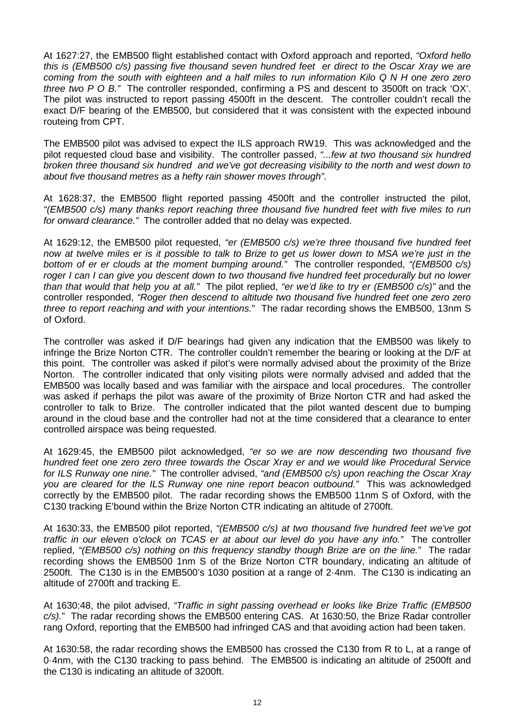At 1627:27, the EMB500 flight established contact with Oxford approach and reported, *"Oxford hello this is (EMB500 c/s) passing five thousand seven hundred feet er direct to the Oscar Xray we are coming from the south with eighteen and a half miles to run information Kilo Q N H one zero zero three two P O B."* The controller responded, confirming a PS and descent to 3500ft on track 'OX'. The pilot was instructed to report passing 4500ft in the descent. The controller couldn't recall the exact D/F bearing of the EMB500, but considered that it was consistent with the expected inbound routeing from CPT.

The EMB500 pilot was advised to expect the ILS approach RW19. This was acknowledged and the pilot requested cloud base and visibility. The controller passed, *"...few at two thousand six hundred broken three thousand six hundred and we've got decreasing visibility to the north and west down to about five thousand metres as a hefty rain shower moves through"*.

At 1628:37, the EMB500 flight reported passing 4500ft and the controller instructed the pilot, *"(EMB500 c/s) many thanks report reaching three thousand five hundred feet with five miles to run for onward clearance."* The controller added that no delay was expected.

At 1629:12, the EMB500 pilot requested, *"er (EMB500 c/s) we're three thousand five hundred feet now at twelve miles er is it possible to talk to Brize to get us lower down to MSA we're just in the bottom of er er clouds at the moment bumping around."* The controller responded, *"(EMB500 c/s) roger I can I can give you descent down to two thousand five hundred feet procedurally but no lower than that would that help you at all."* The pilot replied, *"er we'd like to try er (EMB500 c/s)"* and the controller responded, *"Roger then descend to altitude two thousand five hundred feet one zero zero three to report reaching and with your intentions.*" The radar recording shows the EMB500, 13nm S of Oxford.

The controller was asked if D/F bearings had given any indication that the EMB500 was likely to infringe the Brize Norton CTR. The controller couldn't remember the bearing or looking at the D/F at this point. The controller was asked if pilot's were normally advised about the proximity of the Brize Norton. The controller indicated that only visiting pilots were normally advised and added that the EMB500 was locally based and was familiar with the airspace and local procedures. The controller was asked if perhaps the pilot was aware of the proximity of Brize Norton CTR and had asked the controller to talk to Brize. The controller indicated that the pilot wanted descent due to bumping around in the cloud base and the controller had not at the time considered that a clearance to enter controlled airspace was being requested.

At 1629:45, the EMB500 pilot acknowledged, *"er so we are now descending two thousand five hundred feet one zero zero three towards the Oscar Xray er and we would like Procedural Service for ILS Runway one nine."* The controller advised, *"and (EMB500 c/s) upon reaching the Oscar Xray you are cleared for the ILS Runway one nine report beacon outbound."* This was acknowledged correctly by the EMB500 pilot. The radar recording shows the EMB500 11nm S of Oxford, with the C130 tracking E'bound within the Brize Norton CTR indicating an altitude of 2700ft.

At 1630:33, the EMB500 pilot reported, *"(EMB500 c/s) at two thousand five hundred feet we've got traffic in our eleven o'clock on TCAS er at about our level do you have any info."* The controller replied, *"(EMB500 c/s) nothing on this frequency standby though Brize are on the line.*" The radar recording shows the EMB500 1nm S of the Brize Norton CTR boundary, indicating an altitude of 2500ft. The C130 is in the EMB500's 1030 position at a range of 2·4nm. The C130 is indicating an altitude of 2700ft and tracking E.

At 1630:48, the pilot advised, *"Traffic in sight passing overhead er looks like Brize Traffic (EMB500 c/s).*" The radar recording shows the EMB500 entering CAS. At 1630:50, the Brize Radar controller rang Oxford, reporting that the EMB500 had infringed CAS and that avoiding action had been taken.

At 1630:58, the radar recording shows the EMB500 has crossed the C130 from R to L, at a range of 0·4nm, with the C130 tracking to pass behind. The EMB500 is indicating an altitude of 2500ft and the C130 is indicating an altitude of 3200ft.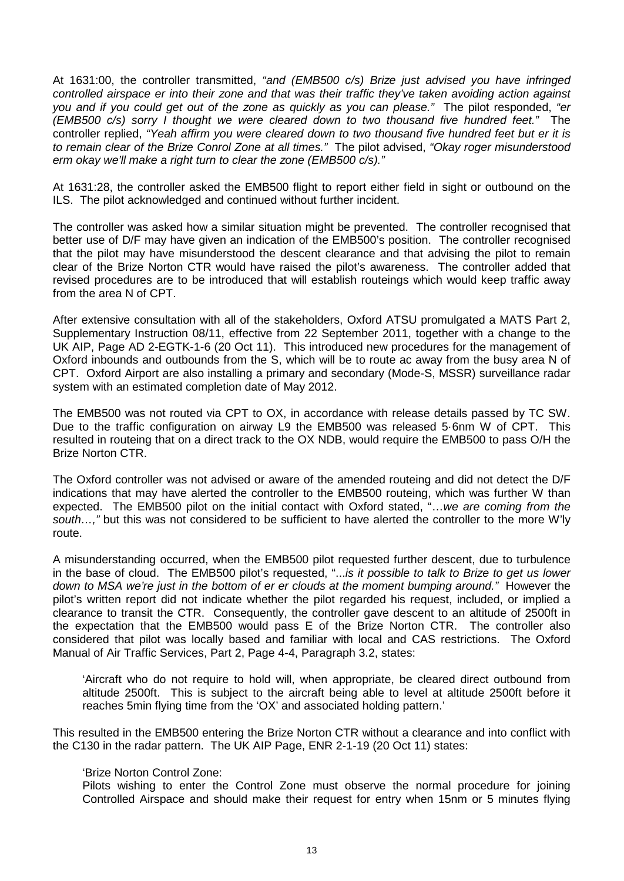At 1631:00, the controller transmitted, *"and (EMB500 c/s) Brize just advised you have infringed controlled airspace er into their zone and that was their traffic they've taken avoiding action against you and if you could get out of the zone as quickly as you can please."* The pilot responded, *"er (EMB500 c/s) sorry I thought we were cleared down to two thousand five hundred feet."* The controller replied, *"Yeah affirm you were cleared down to two thousand five hundred feet but er it is to remain clear of the Brize Conrol Zone at all times."* The pilot advised, *"Okay roger misunderstood erm okay we'll make a right turn to clear the zone (EMB500 c/s)."*

At 1631:28, the controller asked the EMB500 flight to report either field in sight or outbound on the ILS. The pilot acknowledged and continued without further incident.

The controller was asked how a similar situation might be prevented. The controller recognised that better use of D/F may have given an indication of the EMB500's position. The controller recognised that the pilot may have misunderstood the descent clearance and that advising the pilot to remain clear of the Brize Norton CTR would have raised the pilot's awareness. The controller added that revised procedures are to be introduced that will establish routeings which would keep traffic away from the area N of CPT.

After extensive consultation with all of the stakeholders, Oxford ATSU promulgated a MATS Part 2, Supplementary Instruction 08/11, effective from 22 September 2011, together with a change to the UK AIP, Page AD 2-EGTK-1-6 (20 Oct 11). This introduced new procedures for the management of Oxford inbounds and outbounds from the S, which will be to route ac away from the busy area N of CPT. Oxford Airport are also installing a primary and secondary (Mode-S, MSSR) surveillance radar system with an estimated completion date of May 2012.

The EMB500 was not routed via CPT to OX, in accordance with release details passed by TC SW. Due to the traffic configuration on airway L9 the EMB500 was released 5·6nm W of CPT. This resulted in routeing that on a direct track to the OX NDB, would require the EMB500 to pass O/H the Brize Norton CTR.

The Oxford controller was not advised or aware of the amended routeing and did not detect the D/F indications that may have alerted the controller to the EMB500 routeing, which was further W than expected. The EMB500 pilot on the initial contact with Oxford stated, "…*we are coming from the south…,"* but this was not considered to be sufficient to have alerted the controller to the more W'ly route.

A misunderstanding occurred, when the EMB500 pilot requested further descent, due to turbulence in the base of cloud. The EMB500 pilot's requested, "...*is it possible to talk to Brize to get us lower down to MSA we're just in the bottom of er er clouds at the moment bumping around."* However the pilot's written report did not indicate whether the pilot regarded his request, included, or implied a clearance to transit the CTR. Consequently, the controller gave descent to an altitude of 2500ft in the expectation that the EMB500 would pass E of the Brize Norton CTR. The controller also considered that pilot was locally based and familiar with local and CAS restrictions. The Oxford Manual of Air Traffic Services, Part 2, Page 4-4, Paragraph 3.2, states:

> 'Aircraft who do not require to hold will, when appropriate, be cleared direct outbound from altitude 2500ft. This is subject to the aircraft being able to level at altitude 2500ft before it reaches 5min flying time from the 'OX' and associated holding pattern.'

This resulted in the EMB500 entering the Brize Norton CTR without a clearance and into conflict with the C130 in the radar pattern. The UK AIP Page, ENR 2-1-19 (20 Oct 11) states:

> 'Brize Norton Control Zone:
> Pilots wishing to enter the Control Zone must observe the normal procedure for joining Controlled Airspace and should make their request for entry when 15nm or 5 minutes flying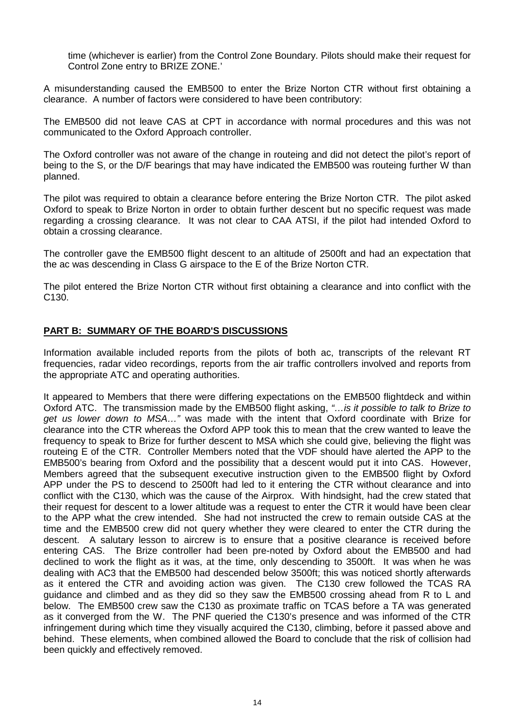time (whichever is earlier) from the Control Zone Boundary. Pilots should make their request for Control Zone entry to BRIZE ZONE.'

A misunderstanding caused the EMB500 to enter the Brize Norton CTR without first obtaining a clearance. A number of factors were considered to have been contributory:

The EMB500 did not leave CAS at CPT in accordance with normal procedures and this was not communicated to the Oxford Approach controller.

The Oxford controller was not aware of the change in routeing and did not detect the pilot's report of being to the S, or the D/F bearings that may have indicated the EMB500 was routeing further W than planned.

The pilot was required to obtain a clearance before entering the Brize Norton CTR. The pilot asked Oxford to speak to Brize Norton in order to obtain further descent but no specific request was made regarding a crossing clearance. It was not clear to CAA ATSI, if the pilot had intended Oxford to obtain a crossing clearance.

The controller gave the EMB500 flight descent to an altitude of 2500ft and had an expectation that the ac was descending in Class G airspace to the E of the Brize Norton CTR.

The pilot entered the Brize Norton CTR without first obtaining a clearance and into conflict with the C130.

## PART B: SUMMARY OF THE BOARD'S DISCUSSIONS

Information available included reports from the pilots of both ac, transcripts of the relevant RT frequencies, radar video recordings, reports from the air traffic controllers involved and reports from the appropriate ATC and operating authorities.

It appeared to Members that there were differing expectations on the EMB500 flightdeck and within Oxford ATC. The transmission made by the EMB500 flight asking, *"…is it possible to talk to Brize to get us lower down to MSA…"* was made with the intent that Oxford coordinate with Brize for clearance into the CTR whereas the Oxford APP took this to mean that the crew wanted to leave the frequency to speak to Brize for further descent to MSA which she could give, believing the flight was routeing E of the CTR. Controller Members noted that the VDF should have alerted the APP to the EMB500's bearing from Oxford and the possibility that a descent would put it into CAS. However, Members agreed that the subsequent executive instruction given to the EMB500 flight by Oxford APP under the PS to descend to 2500ft had led to it entering the CTR without clearance and into conflict with the C130, which was the cause of the Airprox. With hindsight, had the crew stated that their request for descent to a lower altitude was a request to enter the CTR it would have been clear to the APP what the crew intended. She had not instructed the crew to remain outside CAS at the time and the EMB500 crew did not query whether they were cleared to enter the CTR during the descent. A salutary lesson to aircrew is to ensure that a positive clearance is received before entering CAS. The Brize controller had been pre-noted by Oxford about the EMB500 and had declined to work the flight as it was, at the time, only descending to 3500ft. It was when he was dealing with AC3 that the EMB500 had descended below 3500ft; this was noticed shortly afterwards as it entered the CTR and avoiding action was given. The C130 crew followed the TCAS RA guidance and climbed and as they did so they saw the EMB500 crossing ahead from R to L and below. The EMB500 crew saw the C130 as proximate traffic on TCAS before a TA was generated as it converged from the W. The PNF queried the C130's presence and was informed of the CTR infringement during which time they visually acquired the C130, climbing, before it passed above and behind. These elements, when combined allowed the Board to conclude that the risk of collision had been quickly and effectively removed.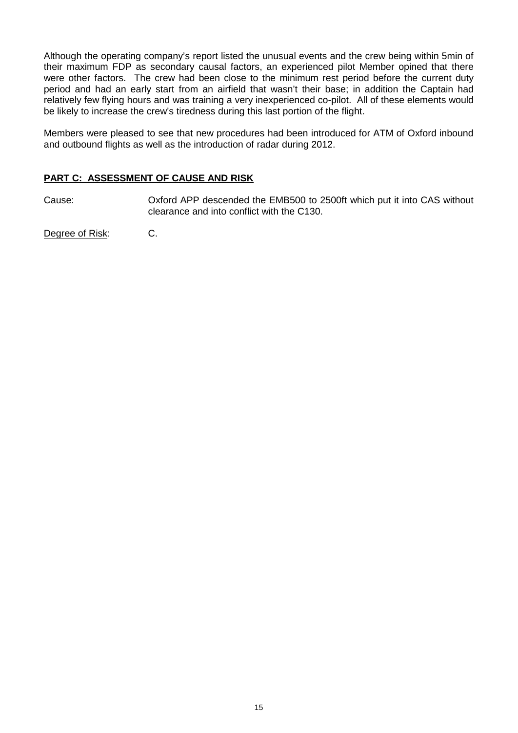Although the operating company's report listed the unusual events and the crew being within 5min of their maximum FDP as secondary causal factors, an experienced pilot Member opined that there were other factors. The crew had been close to the minimum rest period before the current duty period and had an early start from an airfield that wasn't their base; in addition the Captain had relatively few flying hours and was training a very inexperienced co-pilot. All of these elements would be likely to increase the crew's tiredness during this last portion of the flight.

Members were pleased to see that new procedures had been introduced for ATM of Oxford inbound and outbound flights as well as the introduction of radar during 2012.

## PART C: ASSESSMENT OF CAUSE AND RISK

Cause: Oxford APP descended the EMB500 to 2500ft which put it into CAS without clearance and into conflict with the C130.

Degree of Risk: C.